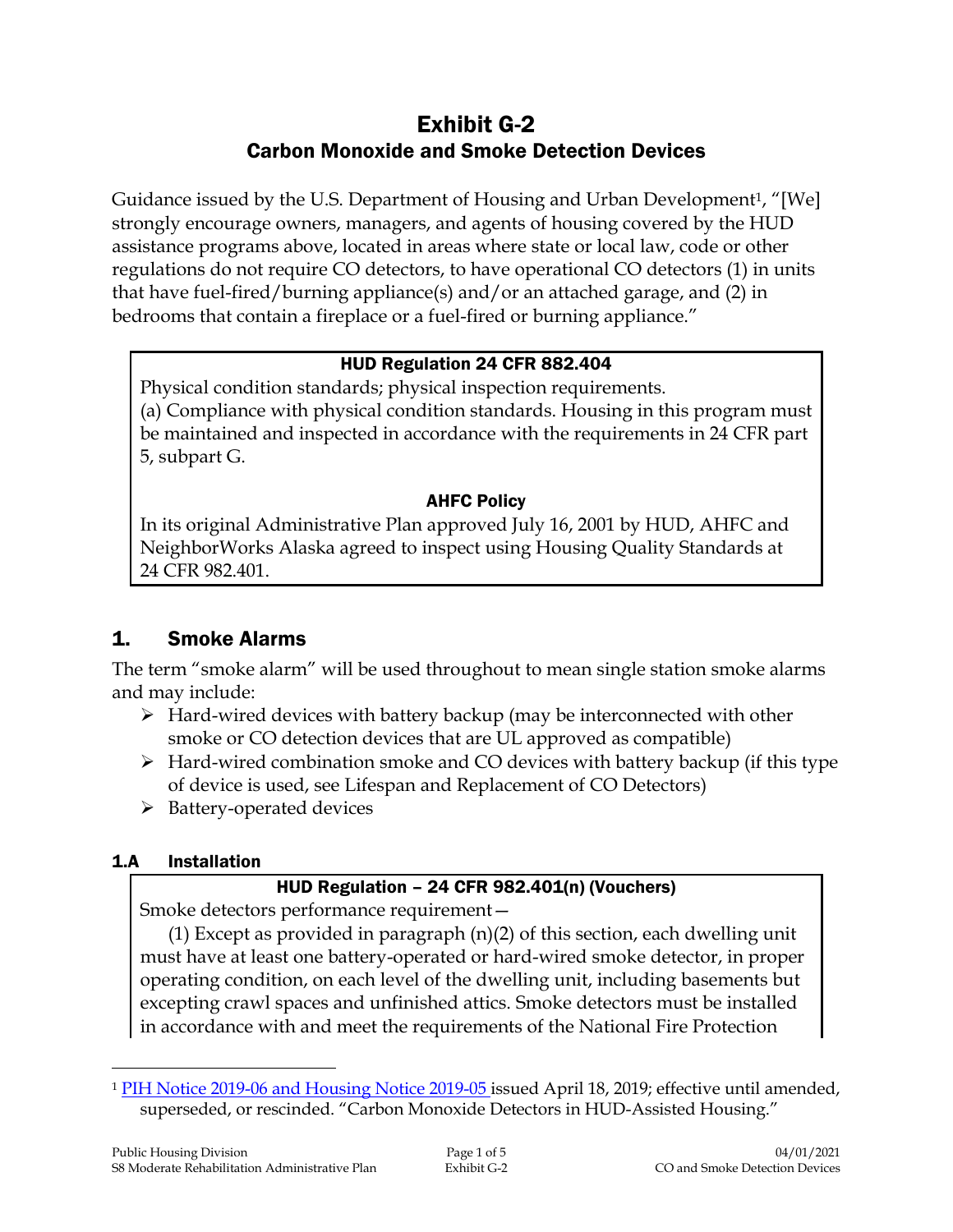# Exhibit G-2
## Carbon Monoxide and Smoke Detection Devices

Guidance issued by the U.S. Department of Housing and Urban Development[1], "[We] strongly encourage owners, managers, and agents of housing covered by the HUD assistance programs above, located in areas where state or local law, code or other regulations do not require CO detectors, to have operational CO detectors (1) in units that have fuel-fired/burning appliance(s) and/or an attached garage, and (2) in bedrooms that contain a fireplace or a fuel-fired or burning appliance."

> **HUD Regulation 24 CFR 882.404**
>
> Physical condition standards; physical inspection requirements.
> (a) Compliance with physical condition standards. Housing in this program must be maintained and inspected in accordance with the requirements in 24 CFR part 5, subpart G.
>
> **AHFC Policy**
>
> In its original Administrative Plan approved July 16, 2001 by HUD, AHFC and NeighborWorks Alaska agreed to inspect using Housing Quality Standards at 24 CFR 982.401.

## 1. Smoke Alarms

The term "smoke alarm" will be used throughout to mean single station smoke alarms and may include:

- Hard-wired devices with battery backup (may be interconnected with other smoke or CO detection devices that are UL approved as compatible)
- Hard-wired combination smoke and CO devices with battery backup (if this type of device is used, see Lifespan and Replacement of CO Detectors)
- Battery-operated devices

### 1.A Installation

> **HUD Regulation – 24 CFR 982.401(n) (Vouchers)**
>
> Smoke detectors performance requirement—
>
> (1) Except as provided in paragraph (n)(2) of this section, each dwelling unit must have at least one battery-operated or hard-wired smoke detector, in proper operating condition, on each level of the dwelling unit, including basements but excepting crawl spaces and unfinished attics. Smoke detectors must be installed in accordance with and meet the requirements of the National Fire Protection

---

[1] PIH Notice 2019-06 and Housing Notice 2019-05 issued April 18, 2019; effective until amended, superseded, or rescinded. "Carbon Monoxide Detectors in HUD-Assisted Housing."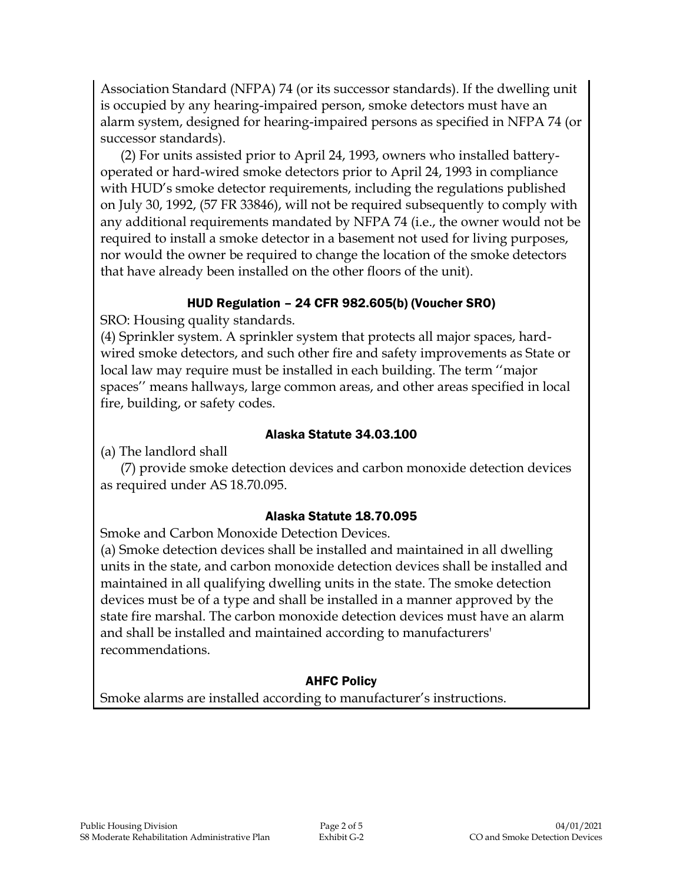Association Standard (NFPA) 74 (or its successor standards). If the dwelling unit is occupied by any hearing-impaired person, smoke detectors must have an alarm system, designed for hearing-impaired persons as specified in NFPA 74 (or successor standards).

(2) For units assisted prior to April 24, 1993, owners who installed battery-operated or hard-wired smoke detectors prior to April 24, 1993 in compliance with HUD's smoke detector requirements, including the regulations published on July 30, 1992, (57 FR 33846), will not be required subsequently to comply with any additional requirements mandated by NFPA 74 (i.e., the owner would not be required to install a smoke detector in a basement not used for living purposes, nor would the owner be required to change the location of the smoke detectors that have already been installed on the other floors of the unit).

### HUD Regulation – 24 CFR 982.605(b) (Voucher SRO)

SRO: Housing quality standards.

(4) Sprinkler system. A sprinkler system that protects all major spaces, hard-wired smoke detectors, and such other fire and safety improvements as State or local law may require must be installed in each building. The term ''major spaces'' means hallways, large common areas, and other areas specified in local fire, building, or safety codes.

### Alaska Statute 34.03.100

(a) The landlord shall

(7) provide smoke detection devices and carbon monoxide detection devices as required under AS 18.70.095.

### Alaska Statute 18.70.095

Smoke and Carbon Monoxide Detection Devices.

(a) Smoke detection devices shall be installed and maintained in all dwelling units in the state, and carbon monoxide detection devices shall be installed and maintained in all qualifying dwelling units in the state. The smoke detection devices must be of a type and shall be installed in a manner approved by the state fire marshal. The carbon monoxide detection devices must have an alarm and shall be installed and maintained according to manufacturers' recommendations.

### AHFC Policy

Smoke alarms are installed according to manufacturer's instructions.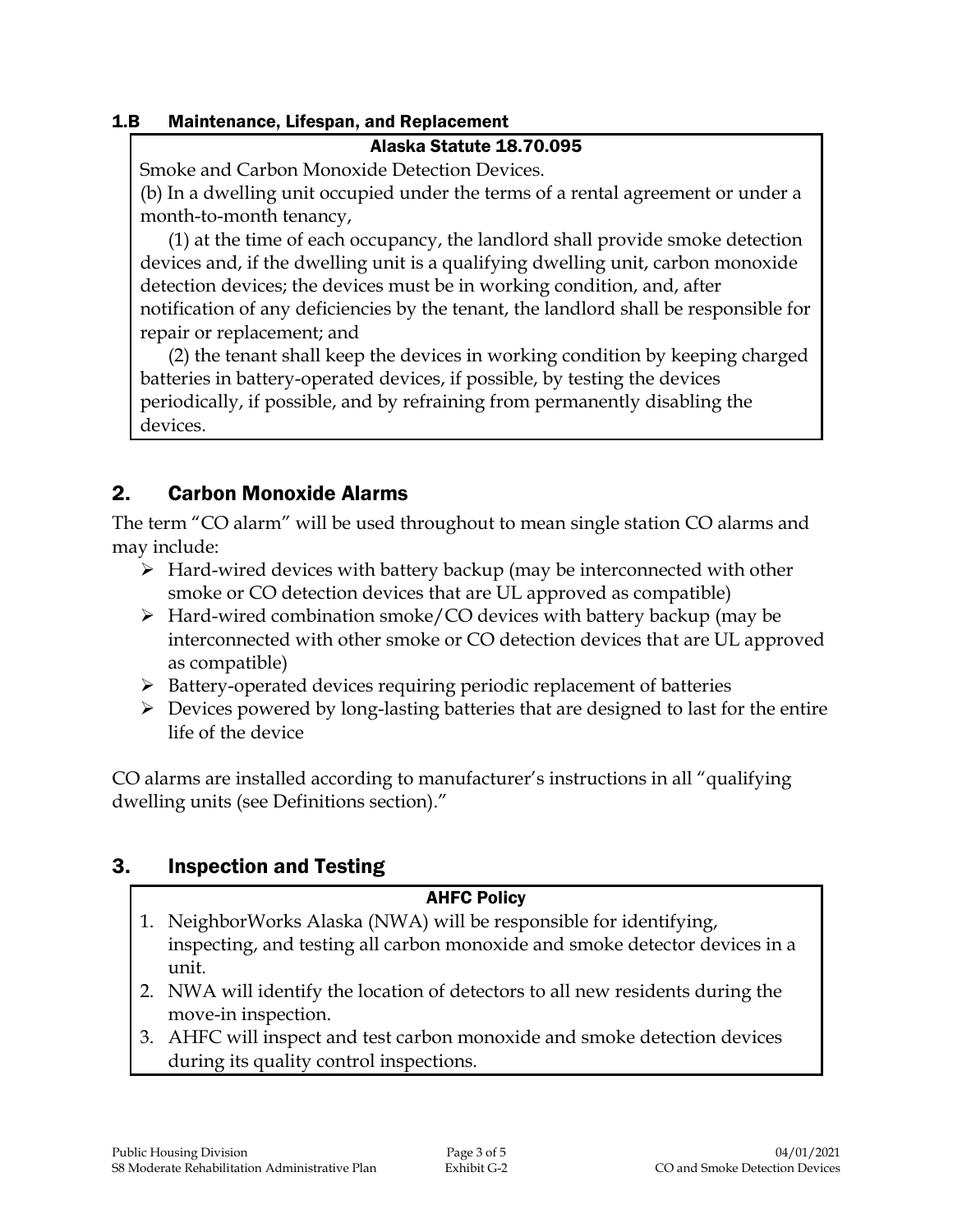### 1.B Maintenance, Lifespan, and Replacement

**Alaska Statute 18.70.095**

Smoke and Carbon Monoxide Detection Devices.

(b) In a dwelling unit occupied under the terms of a rental agreement or under a month-to-month tenancy,

(1) at the time of each occupancy, the landlord shall provide smoke detection devices and, if the dwelling unit is a qualifying dwelling unit, carbon monoxide detection devices; the devices must be in working condition, and, after notification of any deficiencies by the tenant, the landlord shall be responsible for repair or replacement; and

(2) the tenant shall keep the devices in working condition by keeping charged batteries in battery-operated devices, if possible, by testing the devices periodically, if possible, and by refraining from permanently disabling the devices.

## 2. Carbon Monoxide Alarms

The term "CO alarm" will be used throughout to mean single station CO alarms and may include:

- Hard-wired devices with battery backup (may be interconnected with other smoke or CO detection devices that are UL approved as compatible)
- Hard-wired combination smoke/CO devices with battery backup (may be interconnected with other smoke or CO detection devices that are UL approved as compatible)
- Battery-operated devices requiring periodic replacement of batteries
- Devices powered by long-lasting batteries that are designed to last for the entire life of the device

CO alarms are installed according to manufacturer's instructions in all "qualifying dwelling units (see Definitions section)."

## 3. Inspection and Testing

**AHFC Policy**

1. NeighborWorks Alaska (NWA) will be responsible for identifying, inspecting, and testing all carbon monoxide and smoke detector devices in a unit.
2. NWA will identify the location of detectors to all new residents during the move-in inspection.
3. AHFC will inspect and test carbon monoxide and smoke detection devices during its quality control inspections.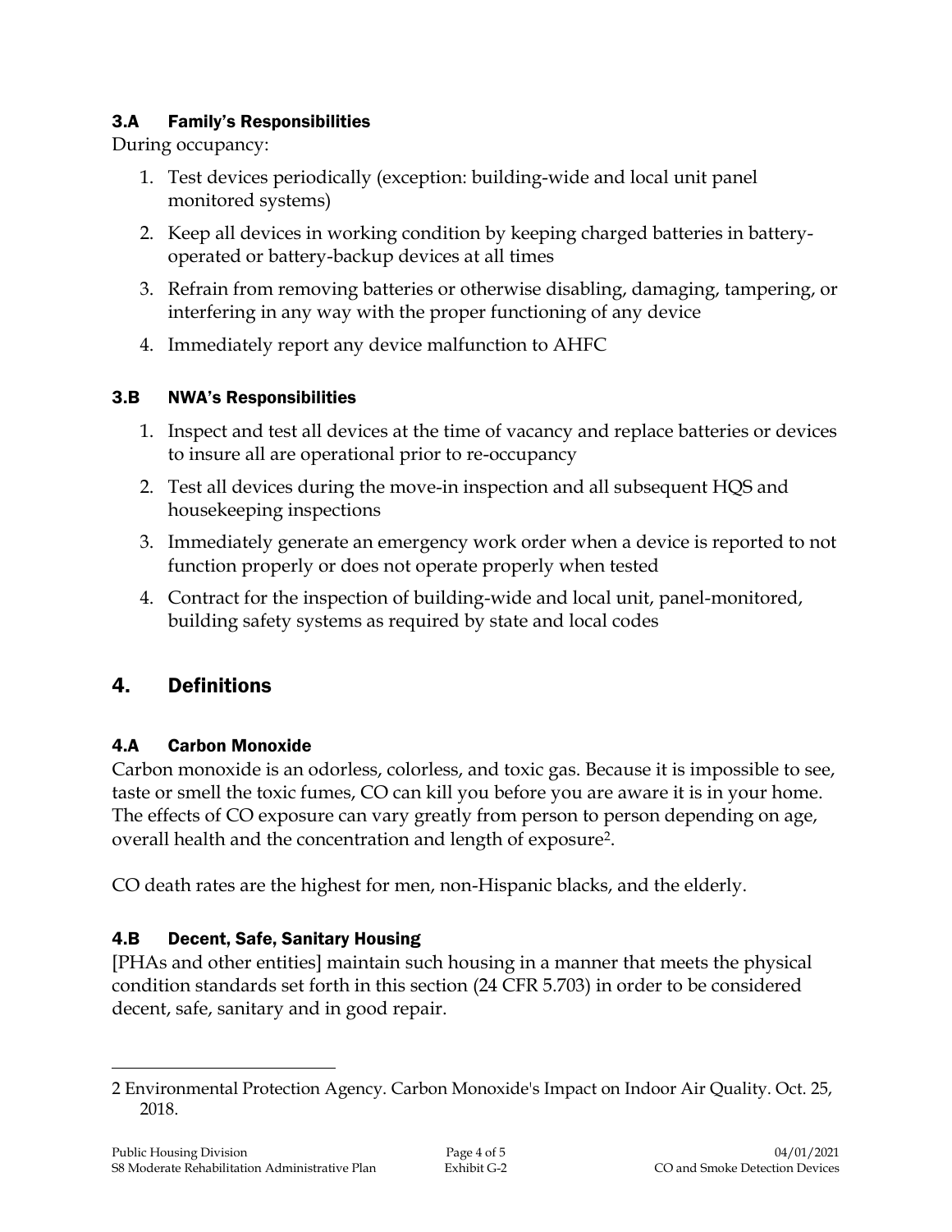### 3.A Family's Responsibilities

During occupancy:

1. Test devices periodically (exception: building-wide and local unit panel monitored systems)
2. Keep all devices in working condition by keeping charged batteries in battery-operated or battery-backup devices at all times
3. Refrain from removing batteries or otherwise disabling, damaging, tampering, or interfering in any way with the proper functioning of any device
4. Immediately report any device malfunction to AHFC

### 3.B NWA's Responsibilities

1. Inspect and test all devices at the time of vacancy and replace batteries or devices to insure all are operational prior to re-occupancy
2. Test all devices during the move-in inspection and all subsequent HQS and housekeeping inspections
3. Immediately generate an emergency work order when a device is reported to not function properly or does not operate properly when tested
4. Contract for the inspection of building-wide and local unit, panel-monitored, building safety systems as required by state and local codes

## 4. Definitions

### 4.A Carbon Monoxide

Carbon monoxide is an odorless, colorless, and toxic gas. Because it is impossible to see, taste or smell the toxic fumes, CO can kill you before you are aware it is in your home. The effects of CO exposure can vary greatly from person to person depending on age, overall health and the concentration and length of exposure[2].

CO death rates are the highest for men, non-Hispanic blacks, and the elderly.

### 4.B Decent, Safe, Sanitary Housing

[PHAs and other entities] maintain such housing in a manner that meets the physical condition standards set forth in this section (24 CFR 5.703) in order to be considered decent, safe, sanitary and in good repair.

---

2 Environmental Protection Agency. Carbon Monoxide's Impact on Indoor Air Quality. Oct. 25, 2018.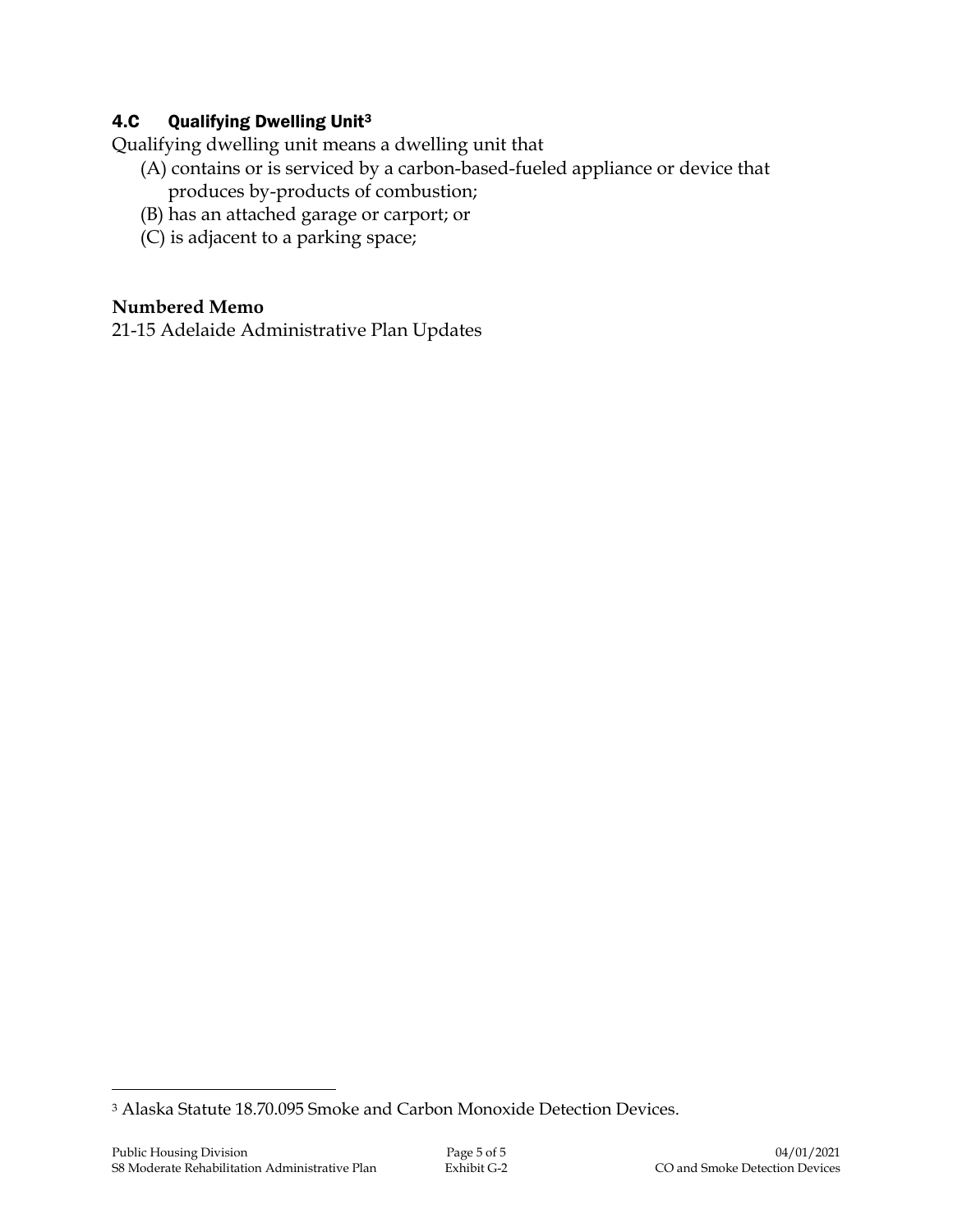### 4.C Qualifying Dwelling Unit[3]

Qualifying dwelling unit means a dwelling unit that

(A) contains or is serviced by a carbon-based-fueled appliance or device that produces by-products of combustion;

(B) has an attached garage or carport; or

(C) is adjacent to a parking space;

**Numbered Memo**

21-15 Adelaide Administrative Plan Updates

[3] Alaska Statute 18.70.095 Smoke and Carbon Monoxide Detection Devices.